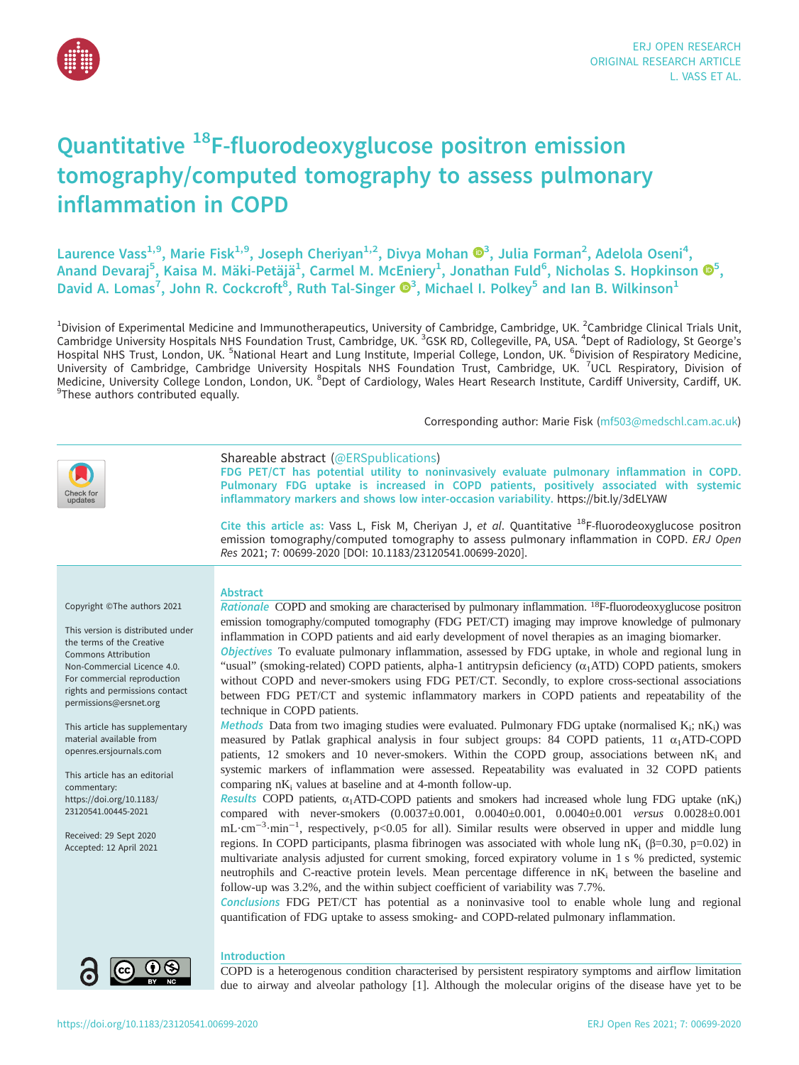# Quantitative $^{18}$F-fluorodeoxyglucose positron emission tomography/computed tomography to assess pulmonary inflammation in COPD

Laurence Vass[1,9], Marie Fisk[1,9], Joseph Cheriyan[1,2], Divya Mohan[3], Julia Forman[2], Adelola Oseni[4], Anand Devaraj[5], Kaisa M. Mäki-Petäjä[1], Carmel M. McEniery[1], Jonathan Fuld[6], Nicholas S. Hopkinson[5], David A. Lomas[7], John R. Cockcroft[8], Ruth Tal-Singer[3], Michael I. Polkey[5] and Ian B. Wilkinson[1]

[1]Division of Experimental Medicine and Immunotherapeutics, University of Cambridge, Cambridge, UK. [2]Cambridge Clinical Trials Unit, Cambridge University Hospitals NHS Foundation Trust, Cambridge, UK. [3]GSK RD, Collegeville, PA, USA. [4]Dept of Radiology, St George's Hospital NHS Trust, London, UK. [5]National Heart and Lung Institute, Imperial College, London, UK. [6]Division of Respiratory Medicine, University of Cambridge, Cambridge University Hospitals NHS Foundation Trust, Cambridge, UK. [7]UCL Respiratory, Division of Medicine, University College London, London, UK. [8]Dept of Cardiology, Wales Heart Research Institute, Cardiff University, Cardiff, UK. [9]These authors contributed equally.

Corresponding author: Marie Fisk (mf503@medschl.cam.ac.uk)

Shareable abstract (@ERSpublications)
FDG PET/CT has potential utility to noninvasively evaluate pulmonary inflammation in COPD. Pulmonary FDG uptake is increased in COPD patients, positively associated with systemic inflammatory markers and shows low inter-occasion variability. https://bit.ly/3dELYAW

Cite this article as: Vass L, Fisk M, Cheriyan J, *et al*. Quantitative $^{18}$F-fluorodeoxyglucose positron emission tomography/computed tomography to assess pulmonary inflammation in COPD. *ERJ Open Res* 2021; 7: 00699-2020 [DOI: 10.1183/23120541.00699-2020].

Copyright ©The authors 2021

This version is distributed under the terms of the Creative Commons Attribution Non-Commercial Licence 4.0. For commercial reproduction rights and permissions contact permissions@ersnet.org

This article has supplementary material available from openres.ersjournals.com

This article has an editorial commentary: https://doi.org/10.1183/23120541.00445-2021

Received: 29 Sept 2020
Accepted: 12 April 2021

## Abstract

*Rationale* COPD and smoking are characterised by pulmonary inflammation. $^{18}$F-fluorodeoxyglucose positron emission tomography/computed tomography (FDG PET/CT) imaging may improve knowledge of pulmonary inflammation in COPD patients and aid early development of novel therapies as an imaging biomarker.

*Objectives* To evaluate pulmonary inflammation, assessed by FDG uptake, in whole and regional lung in "usual" (smoking-related) COPD patients, alpha-1 antitrypsin deficiency ($\alpha_1$ATD) COPD patients, smokers without COPD and never-smokers using FDG PET/CT. Secondly, to explore cross-sectional associations between FDG PET/CT and systemic inflammatory markers in COPD patients and repeatability of the technique in COPD patients.

*Methods* Data from two imaging studies were evaluated. Pulmonary FDG uptake (normalised $K_i$; $nK_i$) was measured by Patlak graphical analysis in four subject groups: 84 COPD patients, 11 $\alpha_1$ATD-COPD patients, 12 smokers and 10 never-smokers. Within the COPD group, associations between $nK_i$ and systemic markers of inflammation were assessed. Repeatability was evaluated in 32 COPD patients comparing $nK_i$ values at baseline and at 4-month follow-up.

*Results* COPD patients, $\alpha_1$ATD-COPD patients and smokers had increased whole lung FDG uptake ($nK_i$) compared with never-smokers (0.0037±0.001, 0.0040±0.001, 0.0040±0.001 *versus* 0.0028±0.001 $mL \cdot cm^{-3} \cdot min^{-1}$, respectively, $p<0.05$ for all). Similar results were observed in upper and middle lung regions. In COPD participants, plasma fibrinogen was associated with whole lung $nK_i$ ($\beta=0.30$, $p=0.02$) in multivariate analysis adjusted for current smoking, forced expiratory volume in 1 s % predicted, systemic neutrophils and C-reactive protein levels. Mean percentage difference in $nK_i$ between the baseline and follow-up was 3.2%, and the within subject coefficient of variability was 7.7%.

*Conclusions* FDG PET/CT has potential as a noninvasive tool to enable whole lung and regional quantification of FDG uptake to assess smoking- and COPD-related pulmonary inflammation.

## Introduction

COPD is a heterogenous condition characterised by persistent respiratory symptoms and airflow limitation due to airway and alveolar pathology [1]. Although the molecular origins of the disease have yet to be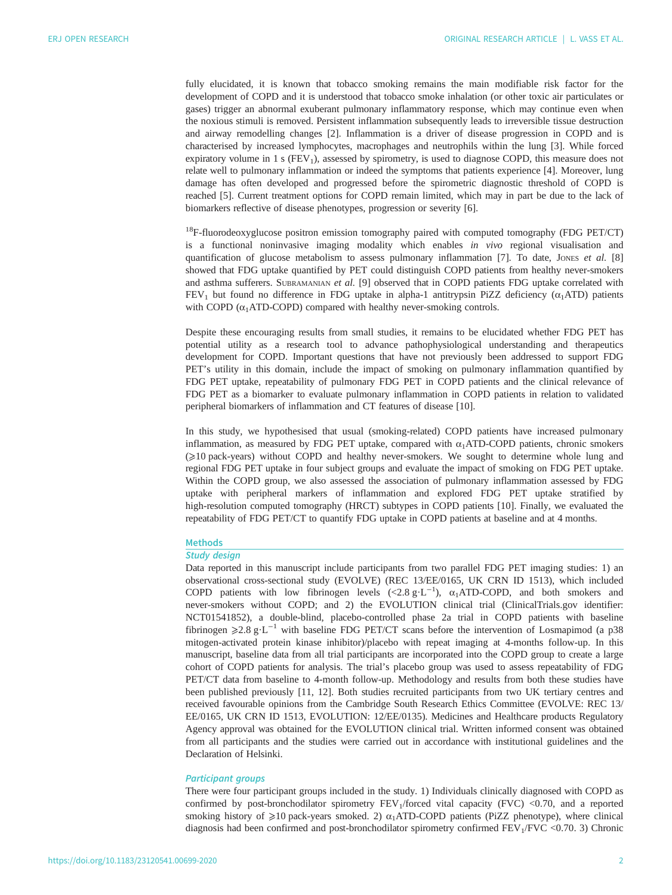fully elucidated, it is known that tobacco smoking remains the main modifiable risk factor for the development of COPD and it is understood that tobacco smoke inhalation (or other toxic air particulates or gases) trigger an abnormal exuberant pulmonary inflammatory response, which may continue even when the noxious stimuli is removed. Persistent inflammation subsequently leads to irreversible tissue destruction and airway remodelling changes [2]. Inflammation is a driver of disease progression in COPD and is characterised by increased lymphocytes, macrophages and neutrophils within the lung [3]. While forced expiratory volume in 1 s ($FEV_1$), assessed by spirometry, is used to diagnose COPD, this measure does not relate well to pulmonary inflammation or indeed the symptoms that patients experience [4]. Moreover, lung damage has often developed and progressed before the spirometric diagnostic threshold of COPD is reached [5]. Current treatment options for COPD remain limited, which may in part be due to the lack of biomarkers reflective of disease phenotypes, progression or severity [6].

$^{18}$F-fluorodeoxyglucose positron emission tomography paired with computed tomography (FDG PET/CT) is a functional noninvasive imaging modality which enables *in vivo* regional visualisation and quantification of glucose metabolism to assess pulmonary inflammation [7]. To date, Jones *et al.* [8] showed that FDG uptake quantified by PET could distinguish COPD patients from healthy never-smokers and asthma sufferers. Subramanian *et al.* [9] observed that in COPD patients FDG uptake correlated with $FEV_1$ but found no difference in FDG uptake in alpha-1 antitrypsin PiZZ deficiency ($\alpha_1$ATD) patients with COPD ($\alpha_1$ATD-COPD) compared with healthy never-smoking controls.

Despite these encouraging results from small studies, it remains to be elucidated whether FDG PET has potential utility as a research tool to advance pathophysiological understanding and therapeutics development for COPD. Important questions that have not previously been addressed to support FDG PET's utility in this domain, include the impact of smoking on pulmonary inflammation quantified by FDG PET uptake, repeatability of pulmonary FDG PET in COPD patients and the clinical relevance of FDG PET as a biomarker to evaluate pulmonary inflammation in COPD patients in relation to validated peripheral biomarkers of inflammation and CT features of disease [10].

In this study, we hypothesised that usual (smoking-related) COPD patients have increased pulmonary inflammation, as measured by FDG PET uptake, compared with $\alpha_1$ATD-COPD patients, chronic smokers ($\geqslant$10 pack-years) without COPD and healthy never-smokers. We sought to determine whole lung and regional FDG PET uptake in four subject groups and evaluate the impact of smoking on FDG PET uptake. Within the COPD group, we also assessed the association of pulmonary inflammation assessed by FDG uptake with peripheral markers of inflammation and explored FDG PET uptake stratified by high-resolution computed tomography (HRCT) subtypes in COPD patients [10]. Finally, we evaluated the repeatability of FDG PET/CT to quantify FDG uptake in COPD patients at baseline and at 4 months.

## Methods

### Study design

Data reported in this manuscript include participants from two parallel FDG PET imaging studies: 1) an observational cross-sectional study (EVOLVE) (REC 13/EE/0165, UK CRN ID 1513), which included COPD patients with low fibrinogen levels (<2.8 $g \cdot L^{-1}$), $\alpha_1$ATD-COPD, and both smokers and never-smokers without COPD; and 2) the EVOLUTION clinical trial (ClinicalTrials.gov identifier: NCT01541852), a double-blind, placebo-controlled phase 2a trial in COPD patients with baseline fibrinogen $\geqslant$2.8 $g \cdot L^{-1}$ with baseline FDG PET/CT scans before the intervention of Losmapimod (a p38 mitogen-activated protein kinase inhibitor)/placebo with repeat imaging at 4-months follow-up. In this manuscript, baseline data from all trial participants are incorporated into the COPD group to create a large cohort of COPD patients for analysis. The trial's placebo group was used to assess repeatability of FDG PET/CT data from baseline to 4-month follow-up. Methodology and results from both these studies have been published previously [11, 12]. Both studies recruited participants from two UK tertiary centres and received favourable opinions from the Cambridge South Research Ethics Committee (EVOLVE: REC 13/EE/0165, UK CRN ID 1513, EVOLUTION: 12/EE/0135). Medicines and Healthcare products Regulatory Agency approval was obtained for the EVOLUTION clinical trial. Written informed consent was obtained from all participants and the studies were carried out in accordance with institutional guidelines and the Declaration of Helsinki.

### Participant groups

There were four participant groups included in the study. 1) Individuals clinically diagnosed with COPD as confirmed by post-bronchodilator spirometry $FEV_1$/forced vital capacity (FVC) <0.70, and a reported smoking history of $\geqslant$10 pack-years smoked. 2) $\alpha_1$ATD-COPD patients (PiZZ phenotype), where clinical diagnosis had been confirmed and post-bronchodilator spirometry confirmed $FEV_1$/FVC <0.70. 3) Chronic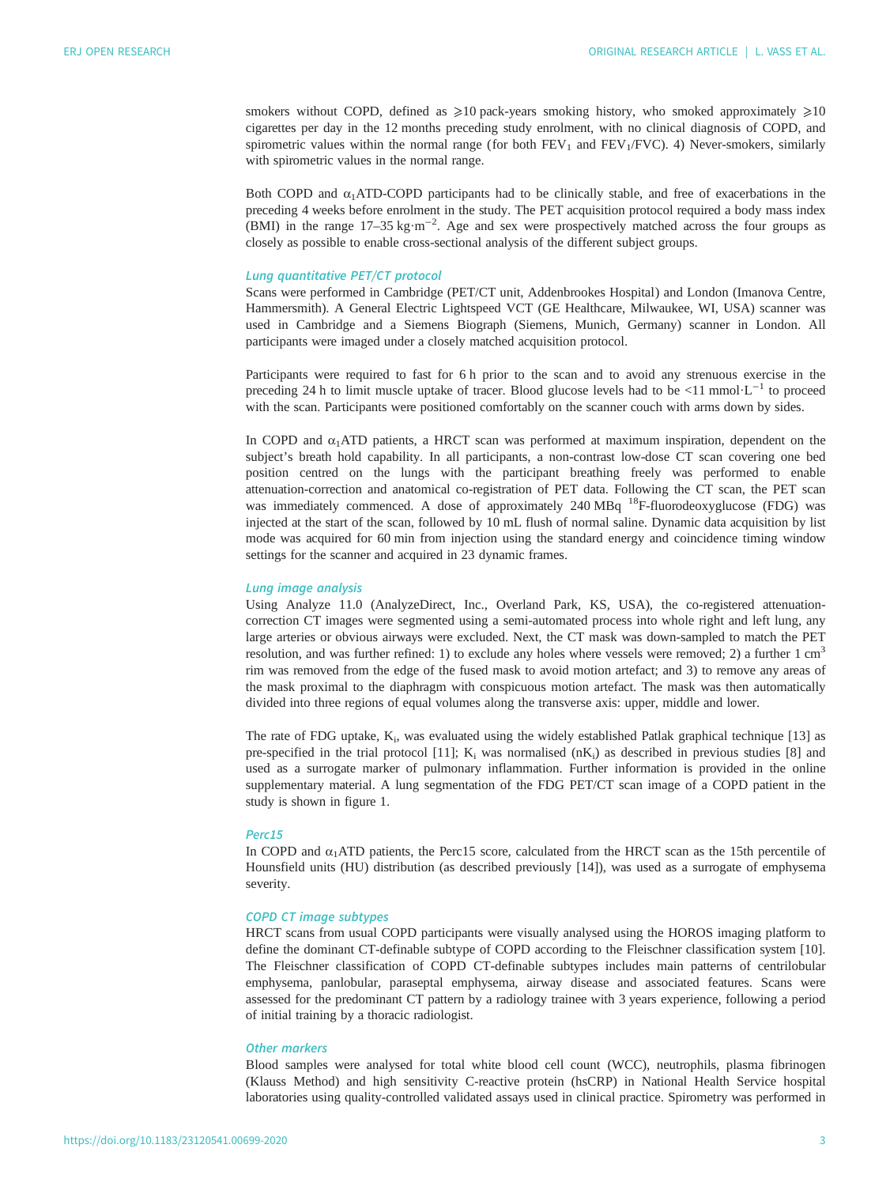smokers without COPD, defined as ⩾10 pack-years smoking history, who smoked approximately ⩾10 cigarettes per day in the 12 months preceding study enrolment, with no clinical diagnosis of COPD, and spirometric values within the normal range (for both $FEV_1$ and $FEV_1/FVC$). 4) Never-smokers, similarly with spirometric values in the normal range.

Both COPD and $\alpha_1$ATD-COPD participants had to be clinically stable, and free of exacerbations in the preceding 4 weeks before enrolment in the study. The PET acquisition protocol required a body mass index (BMI) in the range 17–35 $kg \cdot m^{-2}$. Age and sex were prospectively matched across the four groups as closely as possible to enable cross-sectional analysis of the different subject groups.

### *Lung quantitative PET/CT protocol*

Scans were performed in Cambridge (PET/CT unit, Addenbrookes Hospital) and London (Imanova Centre, Hammersmith). A General Electric Lightspeed VCT (GE Healthcare, Milwaukee, WI, USA) scanner was used in Cambridge and a Siemens Biograph (Siemens, Munich, Germany) scanner in London. All participants were imaged under a closely matched acquisition protocol.

Participants were required to fast for 6 h prior to the scan and to avoid any strenuous exercise in the preceding 24 h to limit muscle uptake of tracer. Blood glucose levels had to be <11 $mmol \cdot L^{-1}$ to proceed with the scan. Participants were positioned comfortably on the scanner couch with arms down by sides.

In COPD and $\alpha_1$ATD patients, a HRCT scan was performed at maximum inspiration, dependent on the subject's breath hold capability. In all participants, a non-contrast low-dose CT scan covering one bed position centred on the lungs with the participant breathing freely was performed to enable attenuation-correction and anatomical co-registration of PET data. Following the CT scan, the PET scan was immediately commenced. A dose of approximately 240 MBq $^{18}$F-fluorodeoxyglucose (FDG) was injected at the start of the scan, followed by 10 mL flush of normal saline. Dynamic data acquisition by list mode was acquired for 60 min from injection using the standard energy and coincidence timing window settings for the scanner and acquired in 23 dynamic frames.

### *Lung image analysis*

Using Analyze 11.0 (AnalyzeDirect, Inc., Overland Park, KS, USA), the co-registered attenuation-correction CT images were segmented using a semi-automated process into whole right and left lung, any large arteries or obvious airways were excluded. Next, the CT mask was down-sampled to match the PET resolution, and was further refined: 1) to exclude any holes where vessels were removed; 2) a further 1 $cm^3$ rim was removed from the edge of the fused mask to avoid motion artefact; and 3) to remove any areas of the mask proximal to the diaphragm with conspicuous motion artefact. The mask was then automatically divided into three regions of equal volumes along the transverse axis: upper, middle and lower.

The rate of FDG uptake, $K_i$, was evaluated using the widely established Patlak graphical technique [13] as pre-specified in the trial protocol [11]; $K_i$ was normalised ($nK_i$) as described in previous studies [8] and used as a surrogate marker of pulmonary inflammation. Further information is provided in the online supplementary material. A lung segmentation of the FDG PET/CT scan image of a COPD patient in the study is shown in figure 1.

### *Perc15*

In COPD and $\alpha_1$ATD patients, the Perc15 score, calculated from the HRCT scan as the 15th percentile of Hounsfield units (HU) distribution (as described previously [14]), was used as a surrogate of emphysema severity.

### *COPD CT image subtypes*

HRCT scans from usual COPD participants were visually analysed using the HOROS imaging platform to define the dominant CT-definable subtype of COPD according to the Fleischner classification system [10]. The Fleischner classification of COPD CT-definable subtypes includes main patterns of centrilobular emphysema, panlobular, paraseptal emphysema, airway disease and associated features. Scans were assessed for the predominant CT pattern by a radiology trainee with 3 years experience, following a period of initial training by a thoracic radiologist.

### *Other markers*

Blood samples were analysed for total white blood cell count (WCC), neutrophils, plasma fibrinogen (Klauss Method) and high sensitivity C-reactive protein (hsCRP) in National Health Service hospital laboratories using quality-controlled validated assays used in clinical practice. Spirometry was performed in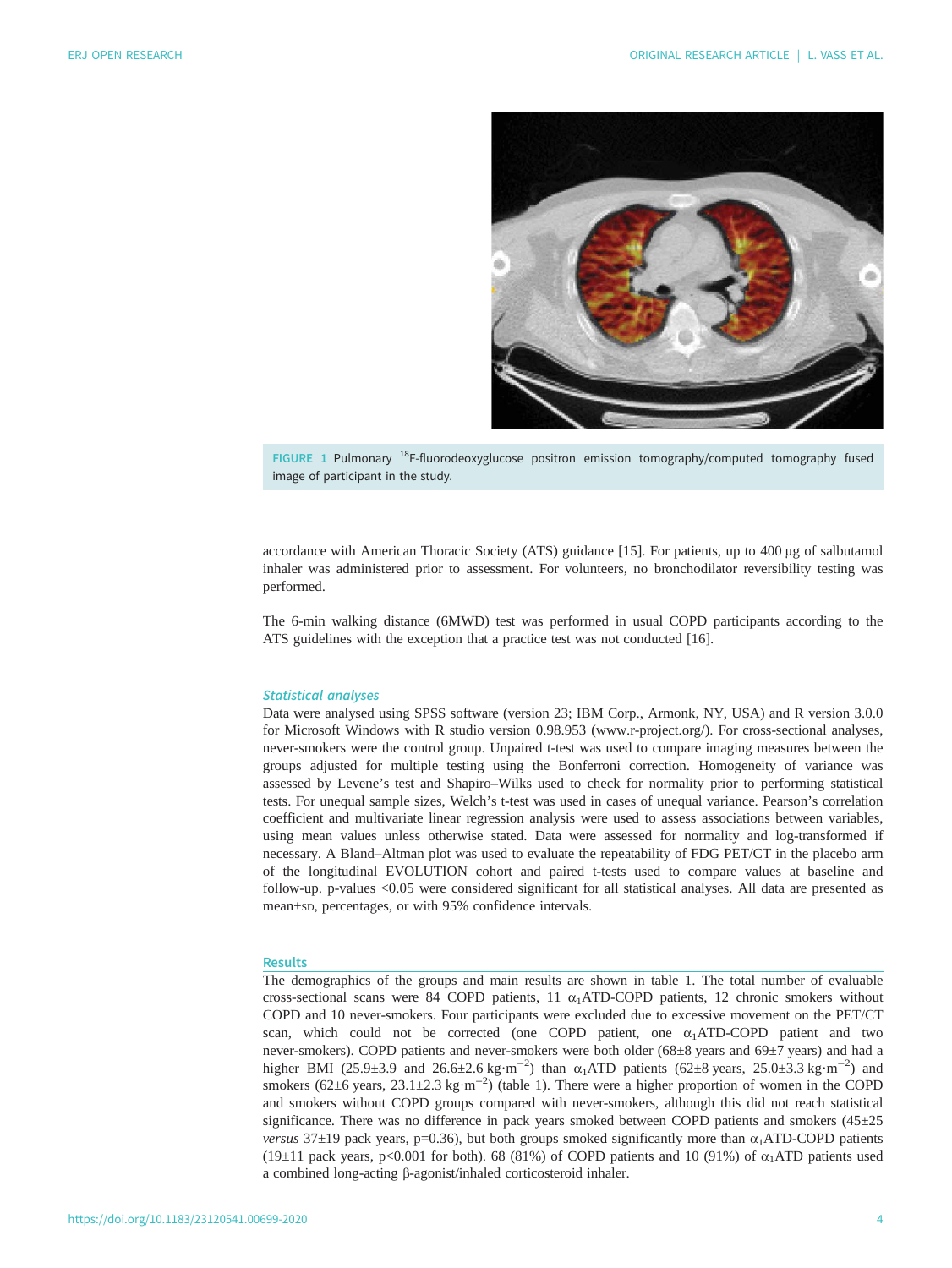FIGURE 1 Pulmonary $^{18}$F-fluorodeoxyglucose positron emission tomography/computed tomography fused image of participant in the study.

accordance with American Thoracic Society (ATS) guidance [15]. For patients, up to 400 µg of salbutamol inhaler was administered prior to assessment. For volunteers, no bronchodilator reversibility testing was performed.

The 6-min walking distance (6MWD) test was performed in usual COPD participants according to the ATS guidelines with the exception that a practice test was not conducted [16].

### *Statistical analyses*

Data were analysed using SPSS software (version 23; IBM Corp., Armonk, NY, USA) and R version 3.0.0 for Microsoft Windows with R studio version 0.98.953 (www.r-project.org/). For cross-sectional analyses, never-smokers were the control group. Unpaired t-test was used to compare imaging measures between the groups adjusted for multiple testing using the Bonferroni correction. Homogeneity of variance was assessed by Levene's test and Shapiro–Wilks used to check for normality prior to performing statistical tests. For unequal sample sizes, Welch's t-test was used in cases of unequal variance. Pearson's correlation coefficient and multivariate linear regression analysis were used to assess associations between variables, using mean values unless otherwise stated. Data were assessed for normality and log-transformed if necessary. A Bland–Altman plot was used to evaluate the repeatability of FDG PET/CT in the placebo arm of the longitudinal EVOLUTION cohort and paired t-tests used to compare values at baseline and follow-up. p-values <0.05 were considered significant for all statistical analyses. All data are presented as mean±SD, percentages, or with 95% confidence intervals.

## Results

The demographics of the groups and main results are shown in table 1. The total number of evaluable cross-sectional scans were 84 COPD patients, 11 $\alpha_1$ATD-COPD patients, 12 chronic smokers without COPD and 10 never-smokers. Four participants were excluded due to excessive movement on the PET/CT scan, which could not be corrected (one COPD patient, one $\alpha_1$ATD-COPD patient and two never-smokers). COPD patients and never-smokers were both older (68±8 years and 69±7 years) and had a higher BMI (25.9±3.9 and 26.6±2.6 kg·m$^{-2}$) than $\alpha_1$ATD patients (62±8 years, 25.0±3.3 kg·m$^{-2}$) and smokers (62±6 years, 23.1±2.3 kg·m$^{-2}$) (table 1). There were a higher proportion of women in the COPD and smokers without COPD groups compared with never-smokers, although this did not reach statistical significance. There was no difference in pack years smoked between COPD patients and smokers (45±25 *versus* 37±19 pack years, p=0.36), but both groups smoked significantly more than $\alpha_1$ATD-COPD patients (19±11 pack years, p<0.001 for both). 68 (81%) of COPD patients and 10 (91%) of $\alpha_1$ATD patients used a combined long-acting β-agonist/inhaled corticosteroid inhaler.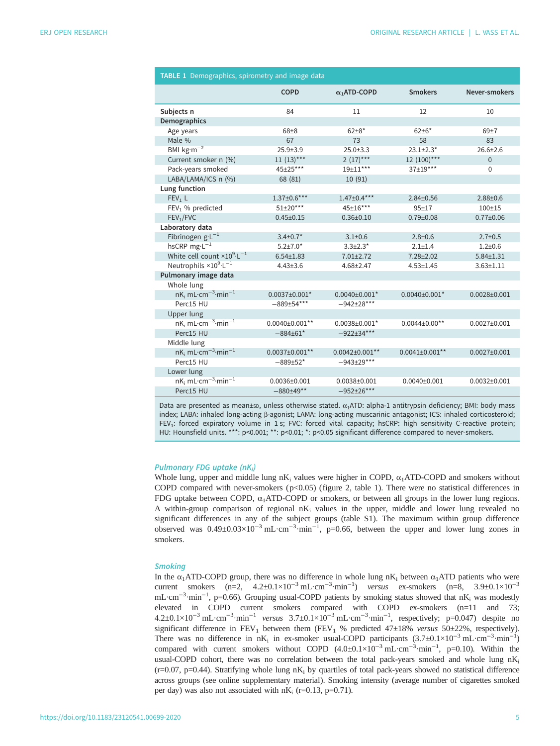**TABLE 1** Demographics, spirometry and image data

| | COPD | $\alpha_1$ATD-COPD | Smokers | Never-smokers |
|---|---|---|---|---|
| **Subjects n** | 84 | 11 | 12 | 10 |
| **Demographics** | | | | |
| Age years | 68±8 | 62±8* | 62±6* | 69±7 |
| Male % | 67 | 73 | 58 | 83 |
| BMI $kg \cdot m^{-2}$ | 25.9±3.9 | 25.0±3.3 | 23.1±2.3* | 26.6±2.6 |
| Current smoker n (%) | 11 (13)*** | 2 (17)*** | 12 (100)*** | 0 |
| Pack-years smoked | 45±25*** | 19±11*** | 37±19*** | 0 |
| LABA/LAMA/ICS n (%) | 68 (81) | 10 (91) | | |
| **Lung function** | | | | |
| $FEV_1$ L | 1.37±0.6*** | 1.47±0.4*** | 2.84±0.56 | 2.88±0.6 |
| $FEV_1$ % predicted | 51±20*** | 45±16*** | 95±17 | 100±15 |
| $FEV_1$/FVC | 0.45±0.15 | 0.36±0.10 | 0.79±0.08 | 0.77±0.06 |
| **Laboratory data** | | | | |
| Fibrinogen $g \cdot L^{-1}$ | 3.4±0.7* | 3.1±0.6 | 2.8±0.6 | 2.7±0.5 |
| hsCRP $mg \cdot L^{-1}$ | 5.2±7.0* | 3.3±2.3* | 2.1±1.4 | 1.2±0.6 |
| White cell count $\times 10^9 \cdot L^{-1}$ | 6.54±1.83 | 7.01±2.72 | 7.28±2.02 | 5.84±1.31 |
| Neutrophils $\times 10^9 \cdot L^{-1}$ | 4.43±3.6 | 4.68±2.47 | 4.53±1.45 | 3.63±1.11 |
| **Pulmonary image data** | | | | |
| Whole lung | | | | |
| $nK_i$ $mL \cdot cm^{-3} \cdot min^{-1}$ | 0.0037±0.001* | 0.0040±0.001* | 0.0040±0.001* | 0.0028±0.001 |
| Perc15 HU | −889±54*** | −942±28*** | | |
| Upper lung | | | | |
| $nK_i$ $mL \cdot cm^{-3} \cdot min^{-1}$ | 0.0040±0.001** | 0.0038±0.001* | 0.0044±0.00** | 0.0027±0.001 |
| Perc15 HU | −884±61* | −922±34*** | | |
| Middle lung | | | | |
| $nK_i$ $mL \cdot cm^{-3} \cdot min^{-1}$ | 0.0037±0.001** | 0.0042±0.001** | 0.0041±0.001** | 0.0027±0.001 |
| Perc15 HU | −889±52* | −943±29*** | | |
| Lower lung | | | | |
| $nK_i$ $mL \cdot cm^{-3} \cdot min^{-1}$ | 0.0036±0.001 | 0.0038±0.001 | 0.0040±0.001 | 0.0032±0.001 |
| Perc15 HU | −880±49** | −952±26*** | | |

Data are presented as mean±SD, unless otherwise stated. $\alpha_1$ATD: alpha-1 antitrypsin deficiency; BMI: body mass index; LABA: inhaled long-acting β-agonist; LAMA: long-acting muscarinic antagonist; ICS: inhaled corticosteroid; $FEV_1$: forced expiratory volume in 1 s; FVC: forced vital capacity; hsCRP: high sensitivity C-reactive protein; HU: Hounsfield units. ***: p<0.001; **: p<0.01; *: p<0.05 significant difference compared to never-smokers.

### *Pulmonary FDG uptake ($nK_i$)*

Whole lung, upper and middle lung $nK_i$ values were higher in COPD, $\alpha_1$ATD-COPD and smokers without COPD compared with never-smokers ($p<0.05$) (figure 2, table 1). There were no statistical differences in FDG uptake between COPD, $\alpha_1$ATD-COPD or smokers, or between all groups in the lower lung regions. A within-group comparison of regional $nK_i$ values in the upper, middle and lower lung revealed no significant differences in any of the subject groups (table S1). The maximum within group difference observed was $0.49 \pm 0.03 \times 10^{-3}$ $mL \cdot cm^{-3} \cdot min^{-1}$, p=0.66, between the upper and lower lung zones in smokers.

### *Smoking*

In the $\alpha_1$ATD-COPD group, there was no difference in whole lung $nK_i$ between $\alpha_1$ATD patients who were current smokers (n=2, $4.2 \pm 0.1 \times 10^{-3}$ $mL \cdot cm^{-3} \cdot min^{-1}$) *versus* ex-smokers (n=8, $3.9 \pm 0.1 \times 10^{-3}$ $mL \cdot cm^{-3} \cdot min^{-1}$, p=0.66). Grouping usual-COPD patients by smoking status showed that $nK_i$ was modestly elevated in COPD current smokers compared with COPD ex-smokers (n=11 and 73; $4.2 \pm 0.1 \times 10^{-3}$ $mL \cdot cm^{-3} \cdot min^{-1}$ *versus* $3.7 \pm 0.1 \times 10^{-3}$ $mL \cdot cm^{-3} \cdot min^{-1}$, respectively; p=0.047) despite no significant difference in $FEV_1$ between them ($FEV_1$ % predicted 47±18% *versus* 50±22%, respectively). There was no difference in $nK_i$ in ex-smoker usual-COPD participants ($3.7 \pm 0.1 \times 10^{-3}$ $mL \cdot cm^{-3} \cdot min^{-1}$) compared with current smokers without COPD ($4.0 \pm 0.1 \times 10^{-3}$ $mL \cdot cm^{-3} \cdot min^{-1}$, p=0.10). Within the usual-COPD cohort, there was no correlation between the total pack-years smoked and whole lung $nK_i$ (r=0.07, p=0.44). Stratifying whole lung $nK_i$ by quartiles of total pack-years showed no statistical difference across groups (see online supplementary material). Smoking intensity (average number of cigarettes smoked per day) was also not associated with $nK_i$ (r=0.13, p=0.71).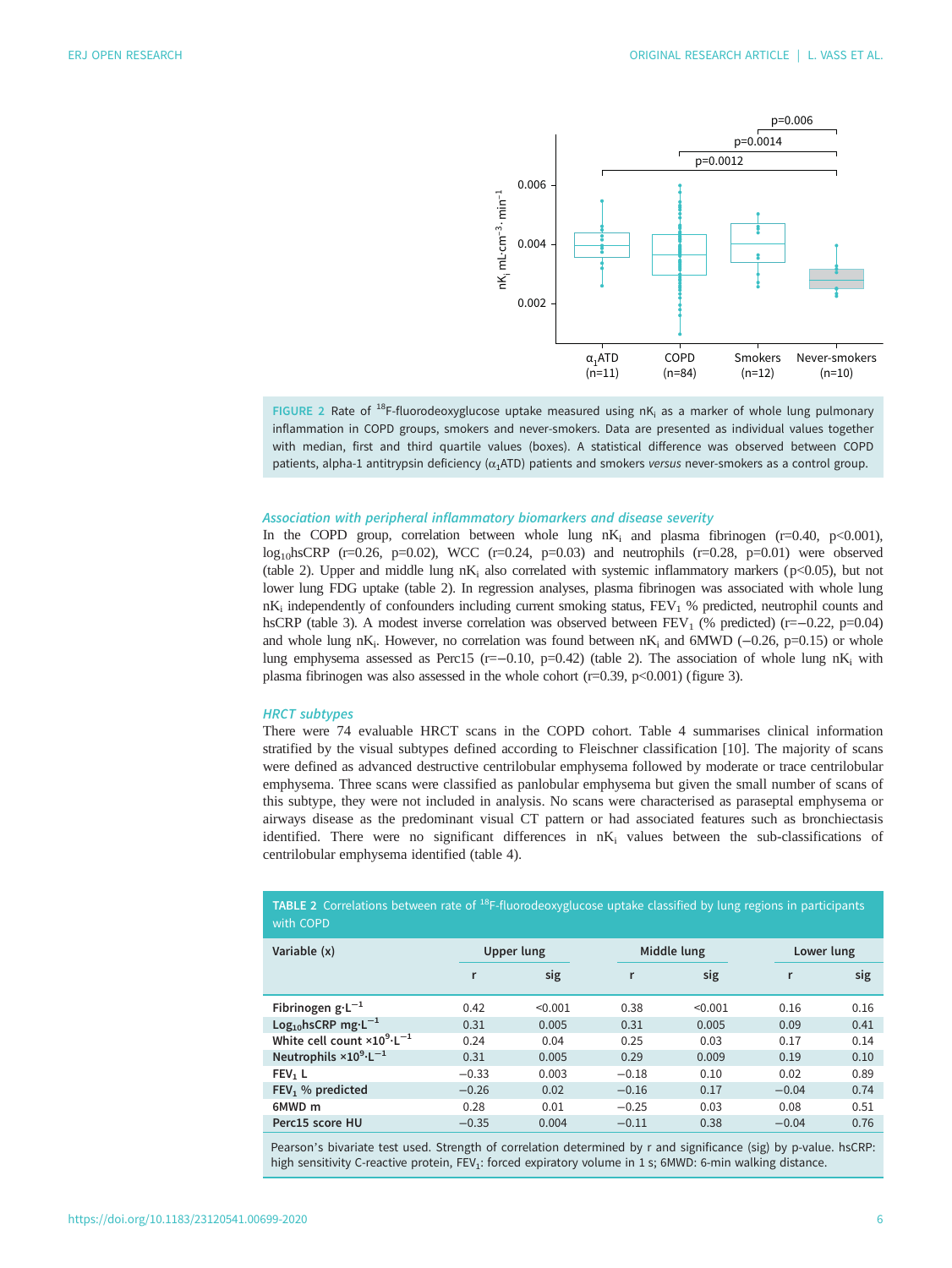FIGURE 2 Rate of $^{18}$F-fluorodeoxyglucose uptake measured using $nK_i$ as a marker of whole lung pulmonary inflammation in COPD groups, smokers and never-smokers. Data are presented as individual values together with median, first and third quartile values (boxes). A statistical difference was observed between COPD patients, alpha-1 antitrypsin deficiency ($\alpha_1$ATD) patients and smokers *versus* never-smokers as a control group.

### *Association with peripheral inflammatory biomarkers and disease severity*

In the COPD group, correlation between whole lung $nK_i$ and plasma fibrinogen (r=0.40, p<0.001), $\log_{10}$hsCRP (r=0.26, p=0.02), WCC (r=0.24, p=0.03) and neutrophils (r=0.28, p=0.01) were observed (table 2). Upper and middle lung $nK_i$ also correlated with systemic inflammatory markers (p<0.05), but not lower lung FDG uptake (table 2). In regression analyses, plasma fibrinogen was associated with whole lung $nK_i$ independently of confounders including current smoking status, $FEV_1$ % predicted, neutrophil counts and hsCRP (table 3). A modest inverse correlation was observed between $FEV_1$ (% predicted) (r=−0.22, p=0.04) and whole lung $nK_i$. However, no correlation was found between $nK_i$ and 6MWD (−0.26, p=0.15) or whole lung emphysema assessed as Perc15 (r=−0.10, p=0.42) (table 2). The association of whole lung $nK_i$ with plasma fibrinogen was also assessed in the whole cohort (r=0.39, p<0.001) (figure 3).

### *HRCT subtypes*

There were 74 evaluable HRCT scans in the COPD cohort. Table 4 summarises clinical information stratified by the visual subtypes defined according to Fleischner classification [10]. The majority of scans were defined as advanced destructive centrilobular emphysema followed by moderate or trace centrilobular emphysema. Three scans were classified as panlobular emphysema but given the small number of scans of this subtype, they were not included in analysis. No scans were characterised as paraseptal emphysema or airways disease as the predominant visual CT pattern or had associated features such as bronchiectasis identified. There were no significant differences in $nK_i$ values between the sub-classifications of centrilobular emphysema identified (table 4).

TABLE 2 Correlations between rate of $^{18}$F-fluorodeoxyglucose uptake classified by lung regions in participants with COPD

| Variable (x) | Upper lung | | Middle lung | | Lower lung | |
|---|---|---|---|---|---|---|
| | r | sig | r | sig | r | sig |
| Fibrinogen $g \cdot L^{-1}$ | 0.42 | <0.001 | 0.38 | <0.001 | 0.16 | 0.16 |
| $Log_{10}$hsCRP $mg \cdot L^{-1}$ | 0.31 | 0.005 | 0.31 | 0.005 | 0.09 | 0.41 |
| White cell count $\times 10^9 \cdot L^{-1}$ | 0.24 | 0.04 | 0.25 | 0.03 | 0.17 | 0.14 |
| Neutrophils $\times 10^9 \cdot L^{-1}$ | 0.31 | 0.005 | 0.29 | 0.009 | 0.19 | 0.10 |
| $FEV_1$ L | −0.33 | 0.003 | −0.18 | 0.10 | 0.02 | 0.89 |
| $FEV_1$ % predicted | −0.26 | 0.02 | −0.16 | 0.17 | −0.04 | 0.74 |
| 6MWD m | 0.28 | 0.01 | −0.25 | 0.03 | 0.08 | 0.51 |
| Perc15 score HU | −0.35 | 0.004 | −0.11 | 0.38 | −0.04 | 0.76 |

Pearson's bivariate test used. Strength of correlation determined by r and significance (sig) by p-value. hsCRP: high sensitivity C-reactive protein, $FEV_1$: forced expiratory volume in 1 s; 6MWD: 6-min walking distance.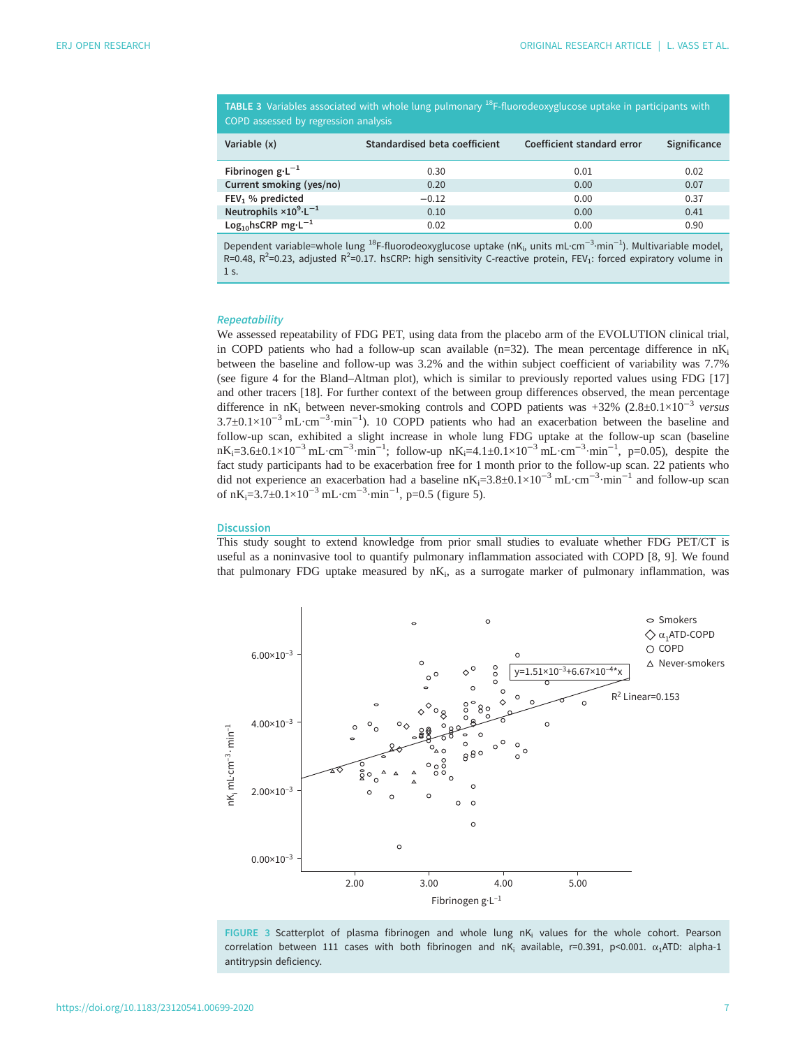**TABLE 3** Variables associated with whole lung pulmonary $^{18}$F-fluorodeoxyglucose uptake in participants with COPD assessed by regression analysis

| Variable (x) | Standardised beta coefficient | Coefficient standard error | Significance |
|---|---|---|---|
| Fibrinogen $g{\cdot}L^{-1}$ | 0.30 | 0.01 | 0.02 |
| Current smoking (yes/no) | 0.20 | 0.00 | 0.07 |
| $FEV_1$ % predicted | −0.12 | 0.00 | 0.37 |
| Neutrophils $\times 10^9{\cdot}L^{-1}$ | 0.10 | 0.00 | 0.41 |
| $Log_{10}$hsCRP $mg{\cdot}L^{-1}$ | 0.02 | 0.00 | 0.90 |

Dependent variable=whole lung $^{18}$F-fluorodeoxyglucose uptake ($nK_i$, units $mL{\cdot}cm^{-3}{\cdot}min^{-1}$). Multivariable model, R=0.48, $R^2$=0.23, adjusted $R^2$=0.17. hsCRP: high sensitivity C-reactive protein, $FEV_1$: forced expiratory volume in 1 s.

### *Repeatability*

We assessed repeatability of FDG PET, using data from the placebo arm of the EVOLUTION clinical trial, in COPD patients who had a follow-up scan available (n=32). The mean percentage difference in $nK_i$ between the baseline and follow-up was 3.2% and the within subject coefficient of variability was 7.7% (see figure 4 for the Bland–Altman plot), which is similar to previously reported values using FDG [17] and other tracers [18]. For further context of the between group differences observed, the mean percentage difference in $nK_i$ between never-smoking controls and COPD patients was +32% ($2.8\pm0.1\times10^{-3}$ *versus* $3.7\pm0.1\times10^{-3}$ $mL{\cdot}cm^{-3}{\cdot}min^{-1}$). 10 COPD patients who had an exacerbation between the baseline and follow-up scan, exhibited a slight increase in whole lung FDG uptake at the follow-up scan (baseline $nK_i=3.6\pm0.1\times10^{-3}$ $mL{\cdot}cm^{-3}{\cdot}min^{-1}$; follow-up $nK_i=4.1\pm0.1\times10^{-3}$ $mL{\cdot}cm^{-3}{\cdot}min^{-1}$, p=0.05), despite the fact study participants had to be exacerbation free for 1 month prior to the follow-up scan. 22 patients who did not experience an exacerbation had a baseline $nK_i=3.8\pm0.1\times10^{-3}$ $mL{\cdot}cm^{-3}{\cdot}min^{-1}$ and follow-up scan of $nK_i=3.7\pm0.1\times10^{-3}$ $mL{\cdot}cm^{-3}{\cdot}min^{-1}$, p=0.5 (figure 5).

## Discussion

This study sought to extend knowledge from prior small studies to evaluate whether FDG PET/CT is useful as a noninvasive tool to quantify pulmonary inflammation associated with COPD [8, 9]. We found that pulmonary FDG uptake measured by $nK_i$, as a surrogate marker of pulmonary inflammation, was

**FIGURE 3** Scatterplot of plasma fibrinogen and whole lung $nK_i$ values for the whole cohort. Pearson correlation between 111 cases with both fibrinogen and $nK_i$ available, r=0.391, p<0.001. $\alpha_1$ATD: alpha-1 antitrypsin deficiency.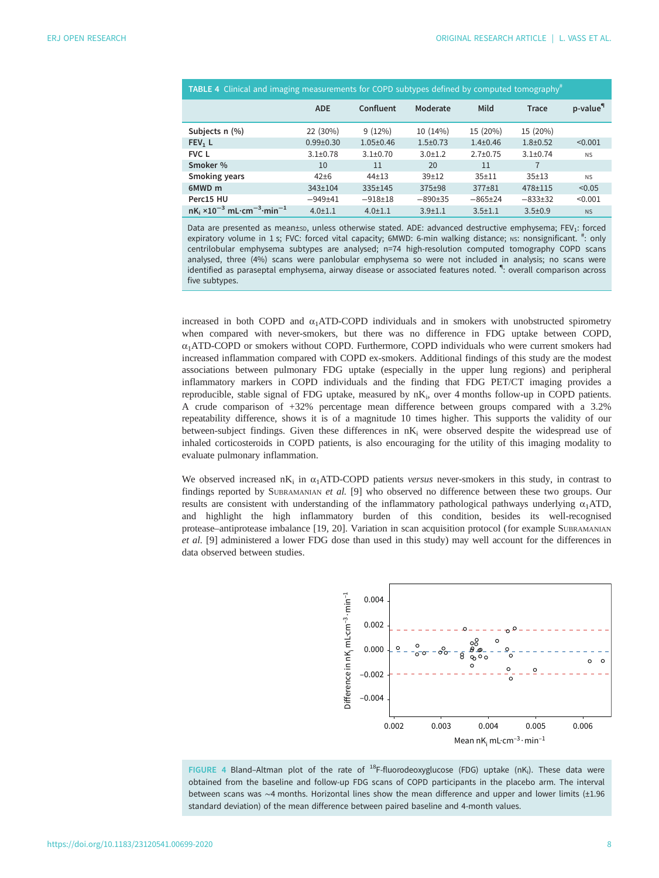**TABLE 4** Clinical and imaging measurements for COPD subtypes defined by computed tomography[#]

| | ADE | Confluent | Moderate | Mild | Trace | p-value[¶] |
|---|---|---|---|---|---|---|
| **Subjects n (%)** | 22 (30%) | 9 (12%) | 10 (14%) | 15 (20%) | 15 (20%) | |
| **$FEV_1$ L** | 0.99±0.30 | 1.05±0.46 | 1.5±0.73 | 1.4±0.46 | 1.8±0.52 | <0.001 |
| **FVC L** | 3.1±0.78 | 3.1±0.70 | 3.0±1.2 | 2.7±0.75 | 3.1±0.74 | NS |
| **Smoker %** | 10 | 11 | 20 | 11 | 7 | |
| **Smoking years** | 42±6 | 44±13 | 39±12 | 35±11 | 35±13 | NS |
| **6MWD m** | 343±104 | 335±145 | 375±98 | 377±81 | 478±115 | <0.05 |
| **Perc15 HU** | −949±41 | −918±18 | −890±35 | −865±24 | −833±32 | <0.001 |
| **$nK_i$ $\times 10^{-3}$ $mL \cdot cm^{-3} \cdot min^{-1}$** | 4.0±1.1 | 4.0±1.1 | 3.9±1.1 | 3.5±1.1 | 3.5±0.9 | NS |

Data are presented as mean±SD, unless otherwise stated. ADE: advanced destructive emphysema; $FEV_1$: forced expiratory volume in 1 s; FVC: forced vital capacity; 6MWD: 6-min walking distance; NS: nonsignificant. [#]: only centrilobular emphysema subtypes are analysed; n=74 high-resolution computed tomography COPD scans analysed, three (4%) scans were panlobular emphysema so were not included in analysis; no scans were identified as paraseptal emphysema, airway disease or associated features noted. [¶]: overall comparison across five subtypes.

increased in both COPD and $\alpha_1$ATD-COPD individuals and in smokers with unobstructed spirometry when compared with never-smokers, but there was no difference in FDG uptake between COPD, $\alpha_1$ATD-COPD or smokers without COPD. Furthermore, COPD individuals who were current smokers had increased inflammation compared with COPD ex-smokers. Additional findings of this study are the modest associations between pulmonary FDG uptake (especially in the upper lung regions) and peripheral inflammatory markers in COPD individuals and the finding that FDG PET/CT imaging provides a reproducible, stable signal of FDG uptake, measured by $nK_i$, over 4 months follow-up in COPD patients. A crude comparison of +32% percentage mean difference between groups compared with a 3.2% repeatability difference, shows it is of a magnitude 10 times higher. This supports the validity of our between-subject findings. Given these differences in $nK_i$ were observed despite the widespread use of inhaled corticosteroids in COPD patients, is also encouraging for the utility of this imaging modality to evaluate pulmonary inflammation.

We observed increased $nK_i$ in $\alpha_1$ATD-COPD patients *versus* never-smokers in this study, in contrast to findings reported by SUBRAMANIAN *et al.* [9] who observed no difference between these two groups. Our results are consistent with understanding of the inflammatory pathological pathways underlying $\alpha_1$ATD, and highlight the high inflammatory burden of this condition, besides its well-recognised protease–antiprotease imbalance [19, 20]. Variation in scan acquisition protocol (for example SUBRAMANIAN *et al.* [9] administered a lower FDG dose than used in this study) may well account for the differences in data observed between studies.

**FIGURE 4** Bland–Altman plot of the rate of $^{18}$F-fluorodeoxyglucose (FDG) uptake ($nK_i$). These data were obtained from the baseline and follow-up FDG scans of COPD participants in the placebo arm. The interval between scans was ~4 months. Horizontal lines show the mean difference and upper and lower limits (±1.96 standard deviation) of the mean difference between paired baseline and 4-month values.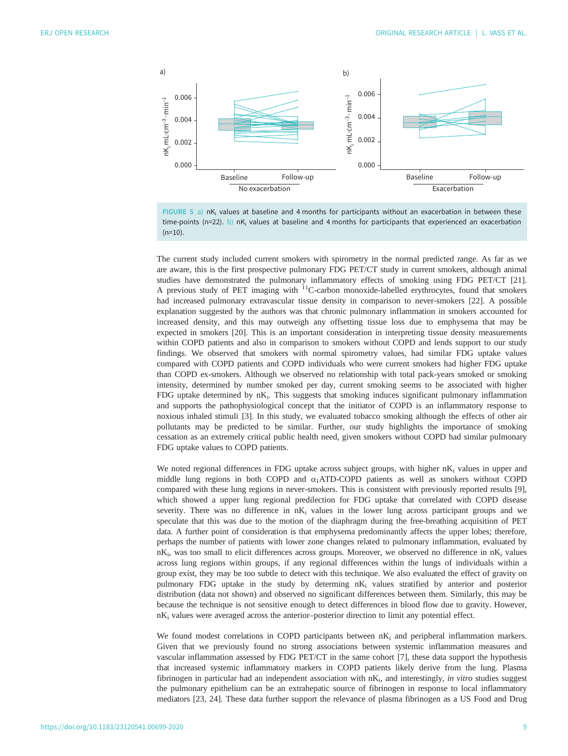FIGURE 5 a) $nK_i$ values at baseline and 4 months for participants without an exacerbation in between these time-points (n=22). b) $nK_i$ values at baseline and 4 months for participants that experienced an exacerbation (n=10).

The current study included current smokers with spirometry in the normal predicted range. As far as we are aware, this is the first prospective pulmonary FDG PET/CT study in current smokers, although animal studies have demonstrated the pulmonary inflammatory effects of smoking using FDG PET/CT [21]. A previous study of PET imaging with $^{11}$C-carbon monoxide-labelled erythrocytes, found that smokers had increased pulmonary extravascular tissue density in comparison to never-smokers [22]. A possible explanation suggested by the authors was that chronic pulmonary inflammation in smokers accounted for increased density, and this may outweigh any offsetting tissue loss due to emphysema that may be expected in smokers [20]. This is an important consideration in interpreting tissue density measurements within COPD patients and also in comparison to smokers without COPD and lends support to our study findings. We observed that smokers with normal spirometry values, had similar FDG uptake values compared with COPD patients and COPD individuals who were current smokers had higher FDG uptake than COPD ex-smokers. Although we observed no relationship with total pack-years smoked or smoking intensity, determined by number smoked per day, current smoking seems to be associated with higher FDG uptake determined by $nK_i$. This suggests that smoking induces significant pulmonary inflammation and supports the pathophysiological concept that the initiator of COPD is an inflammatory response to noxious inhaled stimuli [3]. In this study, we evaluated tobacco smoking although the effects of other air pollutants may be predicted to be similar. Further, our study highlights the importance of smoking cessation as an extremely critical public health need, given smokers without COPD had similar pulmonary FDG uptake values to COPD patients.

We noted regional differences in FDG uptake across subject groups, with higher $nK_i$ values in upper and middle lung regions in both COPD and $\alpha_1$ATD-COPD patients as well as smokers without COPD compared with these lung regions in never-smokers. This is consistent with previously reported results [9], which showed a upper lung regional predilection for FDG uptake that correlated with COPD disease severity. There was no difference in $nK_i$ values in the lower lung across participant groups and we speculate that this was due to the motion of the diaphragm during the free-breathing acquisition of PET data. A further point of consideration is that emphysema predominantly affects the upper lobes; therefore, perhaps the number of patients with lower zone changes related to pulmonary inflammation, evaluated by $nK_i$, was too small to elicit differences across groups. Moreover, we observed no difference in $nK_i$ values across lung regions within groups, if any regional differences within the lungs of individuals within a group exist, they may be too subtle to detect with this technique. We also evaluated the effect of gravity on pulmonary FDG uptake in the study by determing $nK_i$ values stratified by anterior and posterior distribution (data not shown) and observed no significant differences between them. Similarly, this may be because the technique is not sensitive enough to detect differences in blood flow due to gravity. However, $nK_i$ values were averaged across the anterior–posterior direction to limit any potential effect.

We found modest correlations in COPD participants between $nK_i$ and peripheral inflammation markers. Given that we previously found no strong associations between systemic inflammation measures and vascular inflammation assessed by FDG PET/CT in the same cohort [7], these data support the hypothesis that increased systemic inflammatory markers in COPD patients likely derive from the lung. Plasma fibrinogen in particular had an independent association with $nK_i$, and interestingly, *in vitro* studies suggest the pulmonary epithelium can be an extrahepatic source of fibrinogen in response to local inflammatory mediators [23, 24]. These data further support the relevance of plasma fibrinogen as a US Food and Drug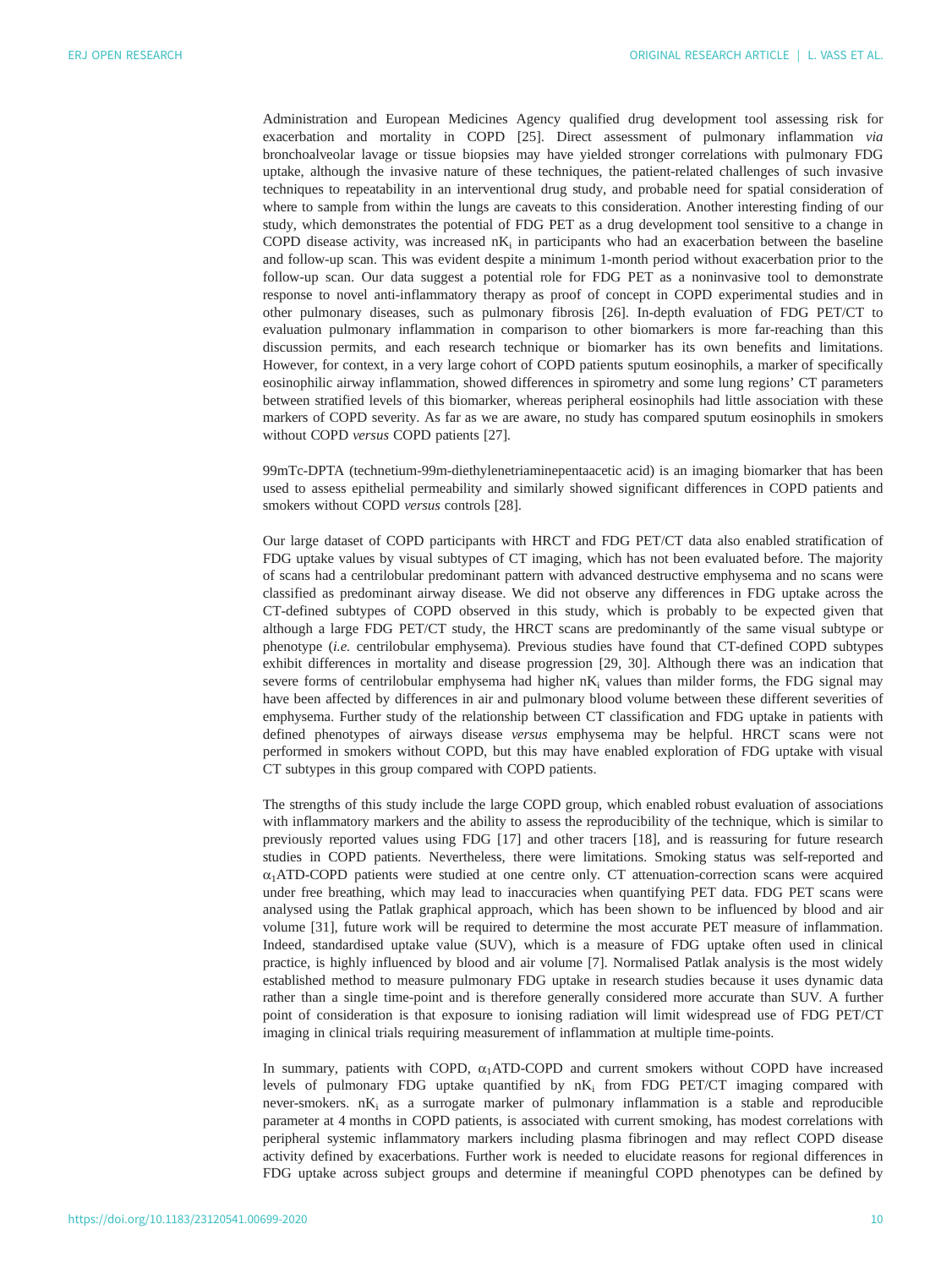Administration and European Medicines Agency qualified drug development tool assessing risk for exacerbation and mortality in COPD [25]. Direct assessment of pulmonary inflammation *via* bronchoalveolar lavage or tissue biopsies may have yielded stronger correlations with pulmonary FDG uptake, although the invasive nature of these techniques, the patient-related challenges of such invasive techniques to repeatability in an interventional drug study, and probable need for spatial consideration of where to sample from within the lungs are caveats to this consideration. Another interesting finding of our study, which demonstrates the potential of FDG PET as a drug development tool sensitive to a change in COPD disease activity, was increased $nK_i$ in participants who had an exacerbation between the baseline and follow-up scan. This was evident despite a minimum 1-month period without exacerbation prior to the follow-up scan. Our data suggest a potential role for FDG PET as a noninvasive tool to demonstrate response to novel anti-inflammatory therapy as proof of concept in COPD experimental studies and in other pulmonary diseases, such as pulmonary fibrosis [26]. In-depth evaluation of FDG PET/CT to evaluation pulmonary inflammation in comparison to other biomarkers is more far-reaching than this discussion permits, and each research technique or biomarker has its own benefits and limitations. However, for context, in a very large cohort of COPD patients sputum eosinophils, a marker of specifically eosinophilic airway inflammation, showed differences in spirometry and some lung regions' CT parameters between stratified levels of this biomarker, whereas peripheral eosinophils had little association with these markers of COPD severity. As far as we are aware, no study has compared sputum eosinophils in smokers without COPD *versus* COPD patients [27].

99mTc-DPTA (technetium-99m-diethylenetriaminepentaacetic acid) is an imaging biomarker that has been used to assess epithelial permeability and similarly showed significant differences in COPD patients and smokers without COPD *versus* controls [28].

Our large dataset of COPD participants with HRCT and FDG PET/CT data also enabled stratification of FDG uptake values by visual subtypes of CT imaging, which has not been evaluated before. The majority of scans had a centrilobular predominant pattern with advanced destructive emphysema and no scans were classified as predominant airway disease. We did not observe any differences in FDG uptake across the CT-defined subtypes of COPD observed in this study, which is probably to be expected given that although a large FDG PET/CT study, the HRCT scans are predominantly of the same visual subtype or phenotype (*i.e.* centrilobular emphysema). Previous studies have found that CT-defined COPD subtypes exhibit differences in mortality and disease progression [29, 30]. Although there was an indication that severe forms of centrilobular emphysema had higher $nK_i$ values than milder forms, the FDG signal may have been affected by differences in air and pulmonary blood volume between these different severities of emphysema. Further study of the relationship between CT classification and FDG uptake in patients with defined phenotypes of airways disease *versus* emphysema may be helpful. HRCT scans were not performed in smokers without COPD, but this may have enabled exploration of FDG uptake with visual CT subtypes in this group compared with COPD patients.

The strengths of this study include the large COPD group, which enabled robust evaluation of associations with inflammatory markers and the ability to assess the reproducibility of the technique, which is similar to previously reported values using FDG [17] and other tracers [18], and is reassuring for future research studies in COPD patients. Nevertheless, there were limitations. Smoking status was self-reported and $\alpha_1$ATD-COPD patients were studied at one centre only. CT attenuation-correction scans were acquired under free breathing, which may lead to inaccuracies when quantifying PET data. FDG PET scans were analysed using the Patlak graphical approach, which has been shown to be influenced by blood and air volume [31], future work will be required to determine the most accurate PET measure of inflammation. Indeed, standardised uptake value (SUV), which is a measure of FDG uptake often used in clinical practice, is highly influenced by blood and air volume [7]. Normalised Patlak analysis is the most widely established method to measure pulmonary FDG uptake in research studies because it uses dynamic data rather than a single time-point and is therefore generally considered more accurate than SUV. A further point of consideration is that exposure to ionising radiation will limit widespread use of FDG PET/CT imaging in clinical trials requiring measurement of inflammation at multiple time-points.

In summary, patients with COPD, $\alpha_1$ATD-COPD and current smokers without COPD have increased levels of pulmonary FDG uptake quantified by $nK_i$ from FDG PET/CT imaging compared with never-smokers. $nK_i$ as a surrogate marker of pulmonary inflammation is a stable and reproducible parameter at 4 months in COPD patients, is associated with current smoking, has modest correlations with peripheral systemic inflammatory markers including plasma fibrinogen and may reflect COPD disease activity defined by exacerbations. Further work is needed to elucidate reasons for regional differences in FDG uptake across subject groups and determine if meaningful COPD phenotypes can be defined by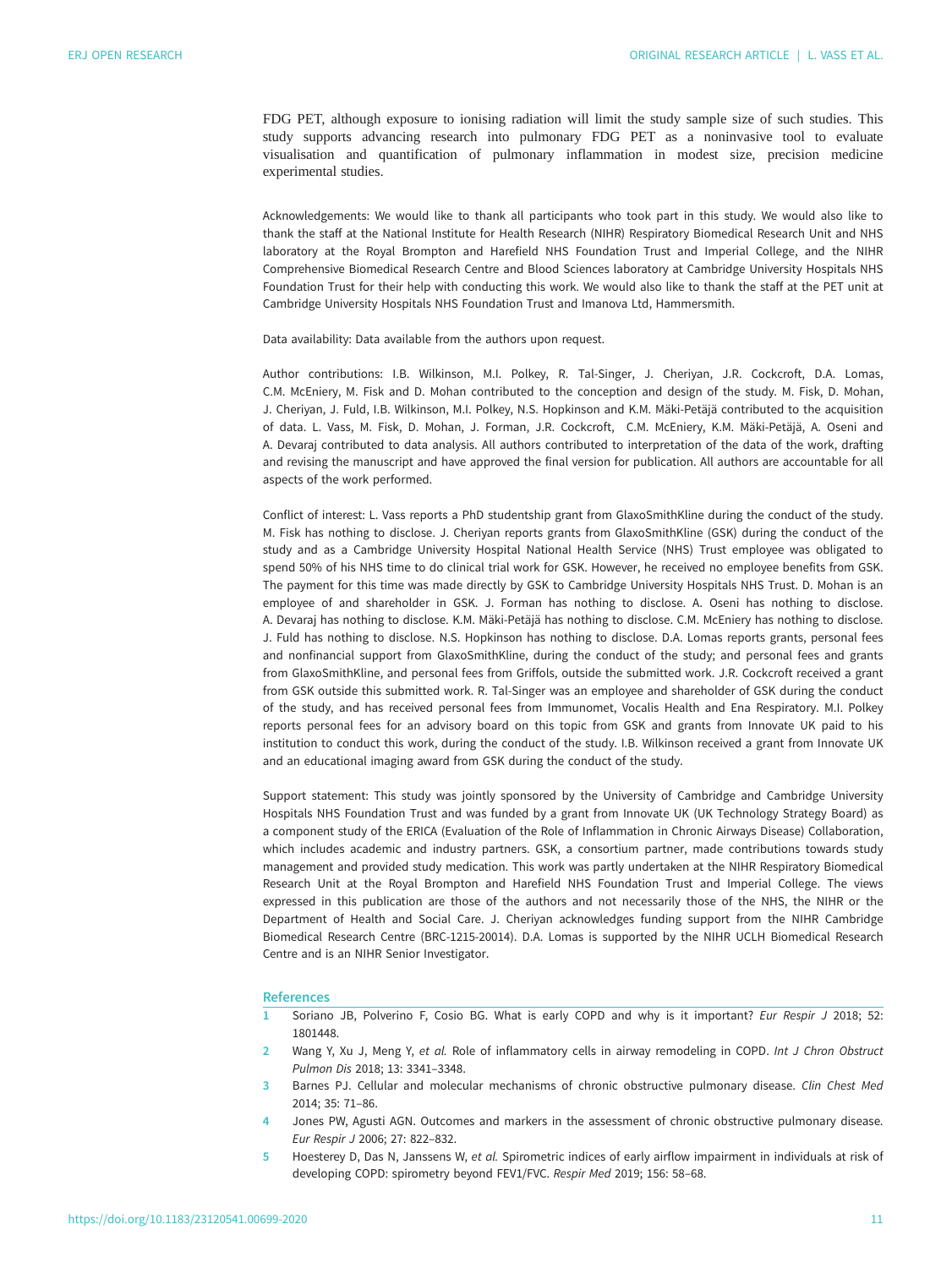FDG PET, although exposure to ionising radiation will limit the study sample size of such studies. This study supports advancing research into pulmonary FDG PET as a noninvasive tool to evaluate visualisation and quantification of pulmonary inflammation in modest size, precision medicine experimental studies.

Acknowledgements: We would like to thank all participants who took part in this study. We would also like to thank the staff at the National Institute for Health Research (NIHR) Respiratory Biomedical Research Unit and NHS laboratory at the Royal Brompton and Harefield NHS Foundation Trust and Imperial College, and the NIHR Comprehensive Biomedical Research Centre and Blood Sciences laboratory at Cambridge University Hospitals NHS Foundation Trust for their help with conducting this work. We would also like to thank the staff at the PET unit at Cambridge University Hospitals NHS Foundation Trust and Imanova Ltd, Hammersmith.

Data availability: Data available from the authors upon request.

Author contributions: I.B. Wilkinson, M.I. Polkey, R. Tal-Singer, J. Cheriyan, J.R. Cockcroft, D.A. Lomas, C.M. McEniery, M. Fisk and D. Mohan contributed to the conception and design of the study. M. Fisk, D. Mohan, J. Cheriyan, J. Fuld, I.B. Wilkinson, M.I. Polkey, N.S. Hopkinson and K.M. Mäki-Petäjä contributed to the acquisition of data. L. Vass, M. Fisk, D. Mohan, J. Forman, J.R. Cockcroft, C.M. McEniery, K.M. Mäki-Petäjä, A. Oseni and A. Devaraj contributed to data analysis. All authors contributed to interpretation of the data of the work, drafting and revising the manuscript and have approved the final version for publication. All authors are accountable for all aspects of the work performed.

Conflict of interest: L. Vass reports a PhD studentship grant from GlaxoSmithKline during the conduct of the study. M. Fisk has nothing to disclose. J. Cheriyan reports grants from GlaxoSmithKline (GSK) during the conduct of the study and as a Cambridge University Hospital National Health Service (NHS) Trust employee was obligated to spend 50% of his NHS time to do clinical trial work for GSK. However, he received no employee benefits from GSK. The payment for this time was made directly by GSK to Cambridge University Hospitals NHS Trust. D. Mohan is an employee of and shareholder in GSK. J. Forman has nothing to disclose. A. Oseni has nothing to disclose. A. Devaraj has nothing to disclose. K.M. Mäki-Petäjä has nothing to disclose. C.M. McEniery has nothing to disclose. J. Fuld has nothing to disclose. N.S. Hopkinson has nothing to disclose. D.A. Lomas reports grants, personal fees and nonfinancial support from GlaxoSmithKline, during the conduct of the study; and personal fees and grants from GlaxoSmithKline, and personal fees from Griffols, outside the submitted work. J.R. Cockcroft received a grant from GSK outside this submitted work. R. Tal-Singer was an employee and shareholder of GSK during the conduct of the study, and has received personal fees from Immunomet, Vocalis Health and Ena Respiratory. M.I. Polkey reports personal fees for an advisory board on this topic from GSK and grants from Innovate UK paid to his institution to conduct this work, during the conduct of the study. I.B. Wilkinson received a grant from Innovate UK and an educational imaging award from GSK during the conduct of the study.

Support statement: This study was jointly sponsored by the University of Cambridge and Cambridge University Hospitals NHS Foundation Trust and was funded by a grant from Innovate UK (UK Technology Strategy Board) as a component study of the ERICA (Evaluation of the Role of Inflammation in Chronic Airways Disease) Collaboration, which includes academic and industry partners. GSK, a consortium partner, made contributions towards study management and provided study medication. This work was partly undertaken at the NIHR Respiratory Biomedical Research Unit at the Royal Brompton and Harefield NHS Foundation Trust and Imperial College. The views expressed in this publication are those of the authors and not necessarily those of the NHS, the NIHR or the Department of Health and Social Care. J. Cheriyan acknowledges funding support from the NIHR Cambridge Biomedical Research Centre (BRC-1215-20014). D.A. Lomas is supported by the NIHR UCLH Biomedical Research Centre and is an NIHR Senior Investigator.

## References

1. Soriano JB, Polverino F, Cosio BG. What is early COPD and why is it important? *Eur Respir J* 2018; 52: 1801448.
2. Wang Y, Xu J, Meng Y, *et al.* Role of inflammatory cells in airway remodeling in COPD. *Int J Chron Obstruct Pulmon Dis* 2018; 13: 3341–3348.
3. Barnes PJ. Cellular and molecular mechanisms of chronic obstructive pulmonary disease. *Clin Chest Med* 2014; 35: 71–86.
4. Jones PW, Agusti AGN. Outcomes and markers in the assessment of chronic obstructive pulmonary disease. *Eur Respir J* 2006; 27: 822–832.
5. Hoesterey D, Das N, Janssens W, *et al.* Spirometric indices of early airflow impairment in individuals at risk of developing COPD: spirometry beyond FEV1/FVC. *Respir Med* 2019; 156: 58–68.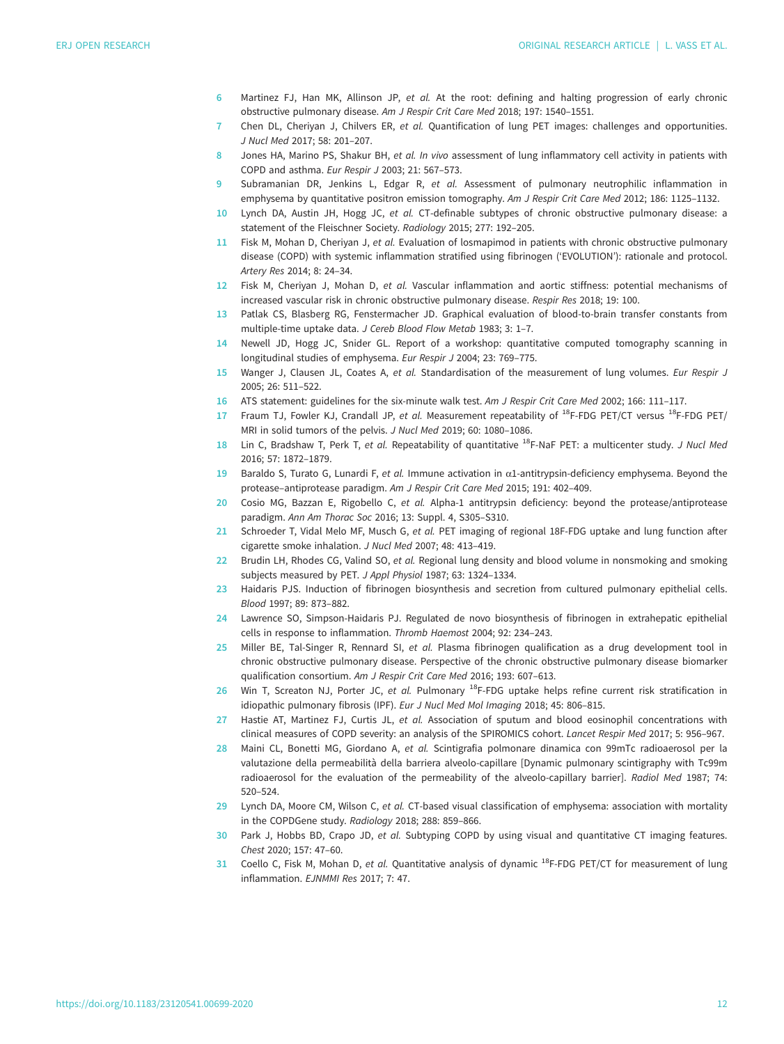6 Martinez FJ, Han MK, Allinson JP, *et al.* At the root: defining and halting progression of early chronic obstructive pulmonary disease. *Am J Respir Crit Care Med* 2018; 197: 1540–1551.

7 Chen DL, Cheriyan J, Chilvers ER, *et al.* Quantification of lung PET images: challenges and opportunities. *J Nucl Med* 2017; 58: 201–207.

8 Jones HA, Marino PS, Shakur BH, *et al. In vivo* assessment of lung inflammatory cell activity in patients with COPD and asthma. *Eur Respir J* 2003; 21: 567–573.

9 Subramanian DR, Jenkins L, Edgar R, *et al.* Assessment of pulmonary neutrophilic inflammation in emphysema by quantitative positron emission tomography. *Am J Respir Crit Care Med* 2012; 186: 1125–1132.

10 Lynch DA, Austin JH, Hogg JC, *et al.* CT-definable subtypes of chronic obstructive pulmonary disease: a statement of the Fleischner Society. *Radiology* 2015; 277: 192–205.

11 Fisk M, Mohan D, Cheriyan J, *et al.* Evaluation of losmapimod in patients with chronic obstructive pulmonary disease (COPD) with systemic inflammation stratified using fibrinogen ('EVOLUTION'): rationale and protocol. *Artery Res* 2014; 8: 24–34.

12 Fisk M, Cheriyan J, Mohan D, *et al.* Vascular inflammation and aortic stiffness: potential mechanisms of increased vascular risk in chronic obstructive pulmonary disease. *Respir Res* 2018; 19: 100.

13 Patlak CS, Blasberg RG, Fenstermacher JD. Graphical evaluation of blood-to-brain transfer constants from multiple-time uptake data. *J Cereb Blood Flow Metab* 1983; 3: 1–7.

14 Newell JD, Hogg JC, Snider GL. Report of a workshop: quantitative computed tomography scanning in longitudinal studies of emphysema. *Eur Respir J* 2004; 23: 769–775.

15 Wanger J, Clausen JL, Coates A, *et al.* Standardisation of the measurement of lung volumes. *Eur Respir J* 2005; 26: 511–522.

16 ATS statement: guidelines for the six-minute walk test. *Am J Respir Crit Care Med* 2002; 166: 111–117.

17 Fraum TJ, Fowler KJ, Crandall JP, *et al.* Measurement repeatability of $^{18}$F-FDG PET/CT versus $^{18}$F-FDG PET/MRI in solid tumors of the pelvis. *J Nucl Med* 2019; 60: 1080–1086.

18 Lin C, Bradshaw T, Perk T, *et al.* Repeatability of quantitative $^{18}$F-NaF PET: a multicenter study. *J Nucl Med* 2016; 57: 1872–1879.

19 Baraldo S, Turato G, Lunardi F, *et al.* Immune activation in α1-antitrypsin-deficiency emphysema. Beyond the protease–antiprotease paradigm. *Am J Respir Crit Care Med* 2015; 191: 402–409.

20 Cosio MG, Bazzan E, Rigobello C, *et al.* Alpha-1 antitrypsin deficiency: beyond the protease/antiprotease paradigm. *Ann Am Thorac Soc* 2016; 13: Suppl. 4, S305–S310.

21 Schroeder T, Vidal Melo MF, Musch G, *et al.* PET imaging of regional 18F-FDG uptake and lung function after cigarette smoke inhalation. *J Nucl Med* 2007; 48: 413–419.

22 Brudin LH, Rhodes CG, Valind SO, *et al.* Regional lung density and blood volume in nonsmoking and smoking subjects measured by PET. *J Appl Physiol* 1987; 63: 1324–1334.

23 Haidaris PJS. Induction of fibrinogen biosynthesis and secretion from cultured pulmonary epithelial cells. *Blood* 1997; 89: 873–882.

24 Lawrence SO, Simpson-Haidaris PJ. Regulated de novo biosynthesis of fibrinogen in extrahepatic epithelial cells in response to inflammation. *Thromb Haemost* 2004; 92: 234–243.

25 Miller BE, Tal-Singer R, Rennard SI, *et al.* Plasma fibrinogen qualification as a drug development tool in chronic obstructive pulmonary disease. Perspective of the chronic obstructive pulmonary disease biomarker qualification consortium. *Am J Respir Crit Care Med* 2016; 193: 607–613.

26 Win T, Screaton NJ, Porter JC, *et al.* Pulmonary $^{18}$F-FDG uptake helps refine current risk stratification in idiopathic pulmonary fibrosis (IPF). *Eur J Nucl Med Mol Imaging* 2018; 45: 806–815.

27 Hastie AT, Martinez FJ, Curtis JL, *et al.* Association of sputum and blood eosinophil concentrations with clinical measures of COPD severity: an analysis of the SPIROMICS cohort. *Lancet Respir Med* 2017; 5: 956–967.

28 Maini CL, Bonetti MG, Giordano A, *et al.* Scintigrafia polmonare dinamica con 99mTc radioaerosol per la valutazione della permeabilità della barriera alveolo-capillare [Dynamic pulmonary scintigraphy with Tc99m radioaerosol for the evaluation of the permeability of the alveolo-capillary barrier]. *Radiol Med* 1987; 74: 520–524.

29 Lynch DA, Moore CM, Wilson C, *et al.* CT-based visual classification of emphysema: association with mortality in the COPDGene study. *Radiology* 2018; 288: 859–866.

30 Park J, Hobbs BD, Crapo JD, *et al.* Subtyping COPD by using visual and quantitative CT imaging features. *Chest* 2020; 157: 47–60.

31 Coello C, Fisk M, Mohan D, *et al.* Quantitative analysis of dynamic $^{18}$F-FDG PET/CT for measurement of lung inflammation. *EJNMMI Res* 2017; 7: 47.